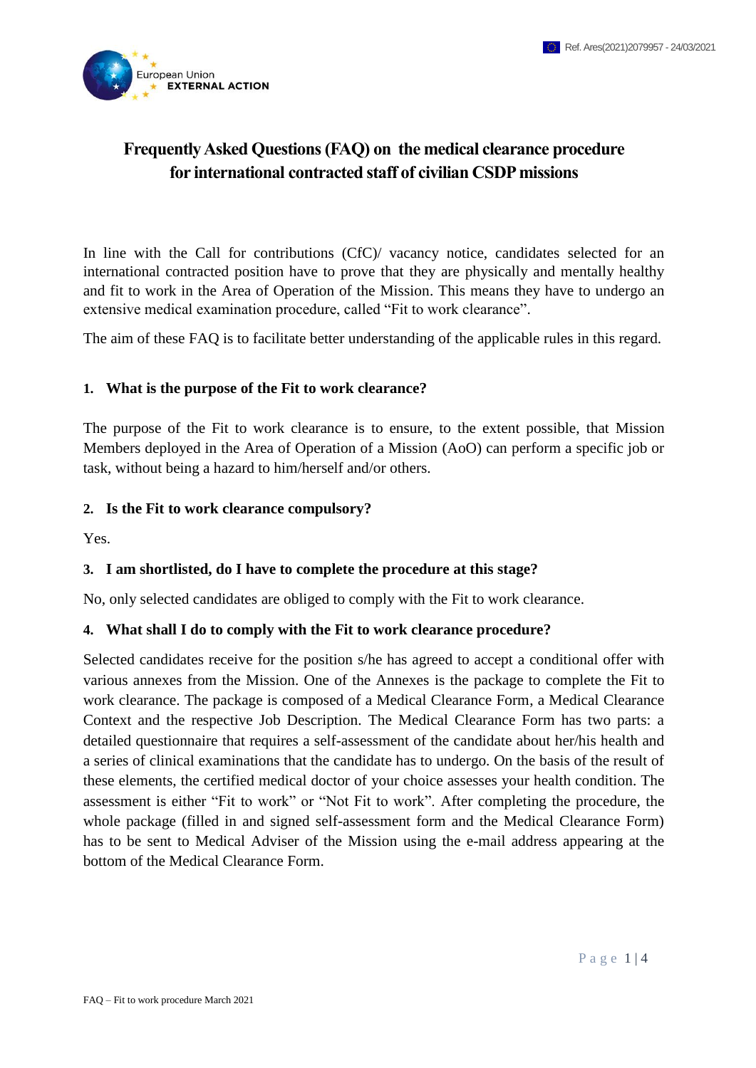# Frequently Asked Questions (FAQ) on the medical clearance procedure for international contracted staff of civilian CSDP missions

In line with the Call for contributions (CfC)/ vacancy notice, candidates selected for an international contracted position have to prove that they are physically and mentally healthy and fit to work in the Area of Operation of the Mission. This means they have to undergo an extensive medical examination procedure, called "Fit to work clearance".

The aim of these FAQ is to facilitate better understanding of the applicable rules in this regard.

## 1. What is the purpose of the Fit to work clearance?

The purpose of the Fit to work clearance is to ensure, to the extent possible, that Mission Members deployed in the Area of Operation of a Mission (AoO) can perform a specific job or task, without being a hazard to him/herself and/or others.

## 2. Is the Fit to work clearance compulsory?

Yes.

## 3. I am shortlisted, do I have to complete the procedure at this stage?

No, only selected candidates are obliged to comply with the Fit to work clearance.

## 4. What shall I do to comply with the Fit to work clearance procedure?

Selected candidates receive for the position s/he has agreed to accept a conditional offer with various annexes from the Mission. One of the Annexes is the package to complete the Fit to work clearance. The package is composed of a Medical Clearance Form, a Medical Clearance Context and the respective Job Description. The Medical Clearance Form has two parts: a detailed questionnaire that requires a self-assessment of the candidate about her/his health and a series of clinical examinations that the candidate has to undergo. On the basis of the result of these elements, the certified medical doctor of your choice assesses your health condition. The assessment is either "Fit to work" or "Not Fit to work". After completing the procedure, the whole package (filled in and signed self-assessment form and the Medical Clearance Form) has to be sent to Medical Adviser of the Mission using the e-mail address appearing at the bottom of the Medical Clearance Form.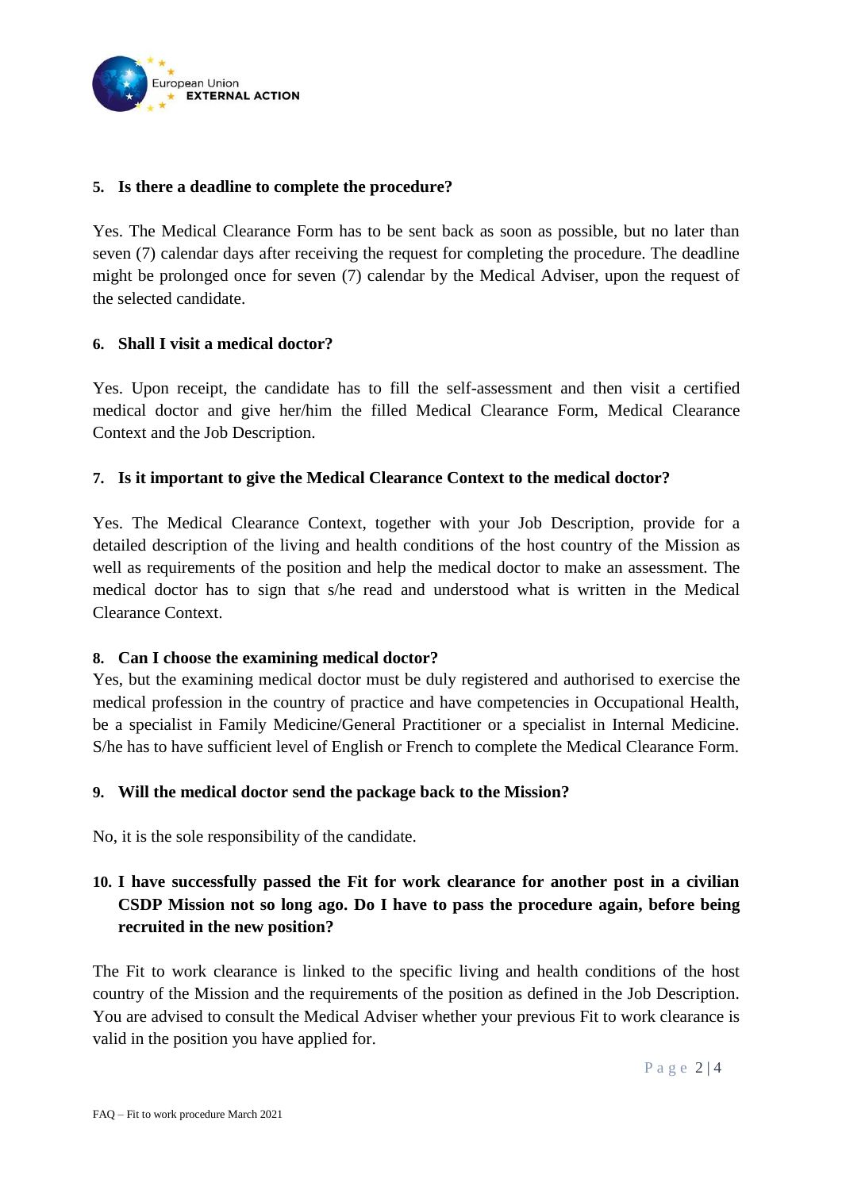**5. Is there a deadline to complete the procedure?**

Yes. The Medical Clearance Form has to be sent back as soon as possible, but no later than seven (7) calendar days after receiving the request for completing the procedure. The deadline might be prolonged once for seven (7) calendar by the Medical Adviser, upon the request of the selected candidate.

**6. Shall I visit a medical doctor?**

Yes. Upon receipt, the candidate has to fill the self-assessment and then visit a certified medical doctor and give her/him the filled Medical Clearance Form, Medical Clearance Context and the Job Description.

**7. Is it important to give the Medical Clearance Context to the medical doctor?**

Yes. The Medical Clearance Context, together with your Job Description, provide for a detailed description of the living and health conditions of the host country of the Mission as well as requirements of the position and help the medical doctor to make an assessment. The medical doctor has to sign that s/he read and understood what is written in the Medical Clearance Context.

**8. Can I choose the examining medical doctor?**

Yes, but the examining medical doctor must be duly registered and authorised to exercise the medical profession in the country of practice and have competencies in Occupational Health, be a specialist in Family Medicine/General Practitioner or a specialist in Internal Medicine. S/he has to have sufficient level of English or French to complete the Medical Clearance Form.

**9. Will the medical doctor send the package back to the Mission?**

No, it is the sole responsibility of the candidate.

**10. I have successfully passed the Fit for work clearance for another post in a civilian CSDP Mission not so long ago. Do I have to pass the procedure again, before being recruited in the new position?**

The Fit to work clearance is linked to the specific living and health conditions of the host country of the Mission and the requirements of the position as defined in the Job Description. You are advised to consult the Medical Adviser whether your previous Fit to work clearance is valid in the position you have applied for.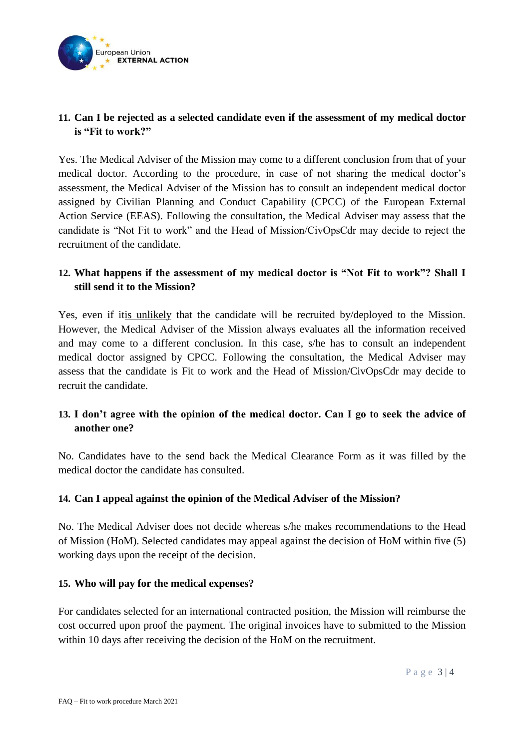## 11. Can I be rejected as a selected candidate even if the assessment of my medical doctor is "Fit to work?"

Yes. The Medical Adviser of the Mission may come to a different conclusion from that of your medical doctor. According to the procedure, in case of not sharing the medical doctor's assessment, the Medical Adviser of the Mission has to consult an independent medical doctor assigned by Civilian Planning and Conduct Capability (CPCC) of the European External Action Service (EEAS). Following the consultation, the Medical Adviser may assess that the candidate is "Not Fit to work" and the Head of Mission/CivOpsCdr may decide to reject the recruitment of the candidate.

## 12. What happens if the assessment of my medical doctor is "Not Fit to work"? Shall I still send it to the Mission?

Yes, even if it<u>is unlikely</u> that the candidate will be recruited by/deployed to the Mission. However, the Medical Adviser of the Mission always evaluates all the information received and may come to a different conclusion. In this case, s/he has to consult an independent medical doctor assigned by CPCC. Following the consultation, the Medical Adviser may assess that the candidate is Fit to work and the Head of Mission/CivOpsCdr may decide to recruit the candidate.

## 13. I don't agree with the opinion of the medical doctor. Can I go to seek the advice of another one?

No. Candidates have to the send back the Medical Clearance Form as it was filled by the medical doctor the candidate has consulted.

## 14. Can I appeal against the opinion of the Medical Adviser of the Mission?

No. The Medical Adviser does not decide whereas s/he makes recommendations to the Head of Mission (HoM). Selected candidates may appeal against the decision of HoM within five (5) working days upon the receipt of the decision.

## 15. Who will pay for the medical expenses?

For candidates selected for an international contracted position, the Mission will reimburse the cost occurred upon proof the payment. The original invoices have to submitted to the Mission within 10 days after receiving the decision of the HoM on the recruitment.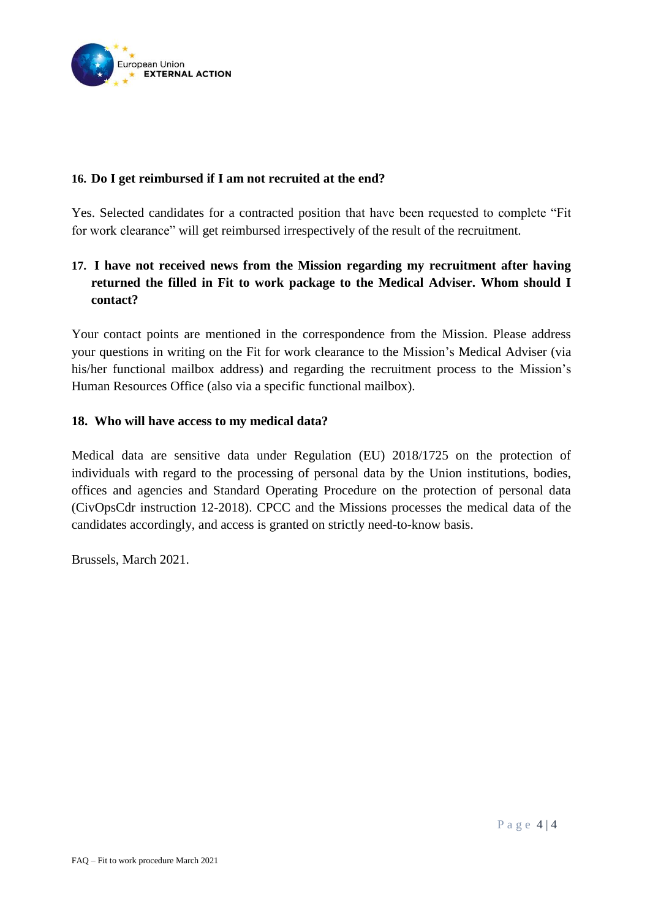**16. Do I get reimbursed if I am not recruited at the end?**

Yes. Selected candidates for a contracted position that have been requested to complete "Fit for work clearance" will get reimbursed irrespectively of the result of the recruitment.

**17. I have not received news from the Mission regarding my recruitment after having returned the filled in Fit to work package to the Medical Adviser. Whom should I contact?**

Your contact points are mentioned in the correspondence from the Mission. Please address your questions in writing on the Fit for work clearance to the Mission's Medical Adviser (via his/her functional mailbox address) and regarding the recruitment process to the Mission's Human Resources Office (also via a specific functional mailbox).

**18. Who will have access to my medical data?**

Medical data are sensitive data under Regulation (EU) 2018/1725 on the protection of individuals with regard to the processing of personal data by the Union institutions, bodies, offices and agencies and Standard Operating Procedure on the protection of personal data (CivOpsCdr instruction 12-2018). CPCC and the Missions processes the medical data of the candidates accordingly, and access is granted on strictly need-to-know basis.

Brussels, March 2021.